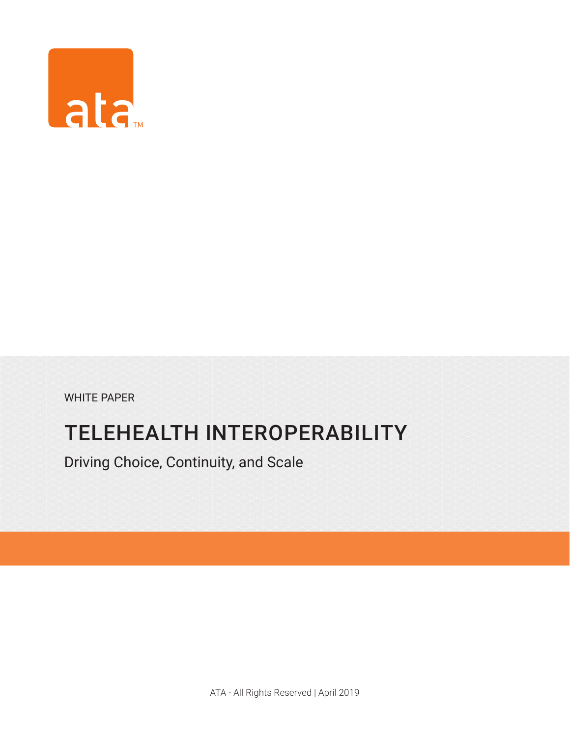ata™

WHITE PAPER

# TELEHEALTH INTEROPERABILITY

## Driving Choice, Continuity, and Scale

ATA - All Rights Reserved | April 2019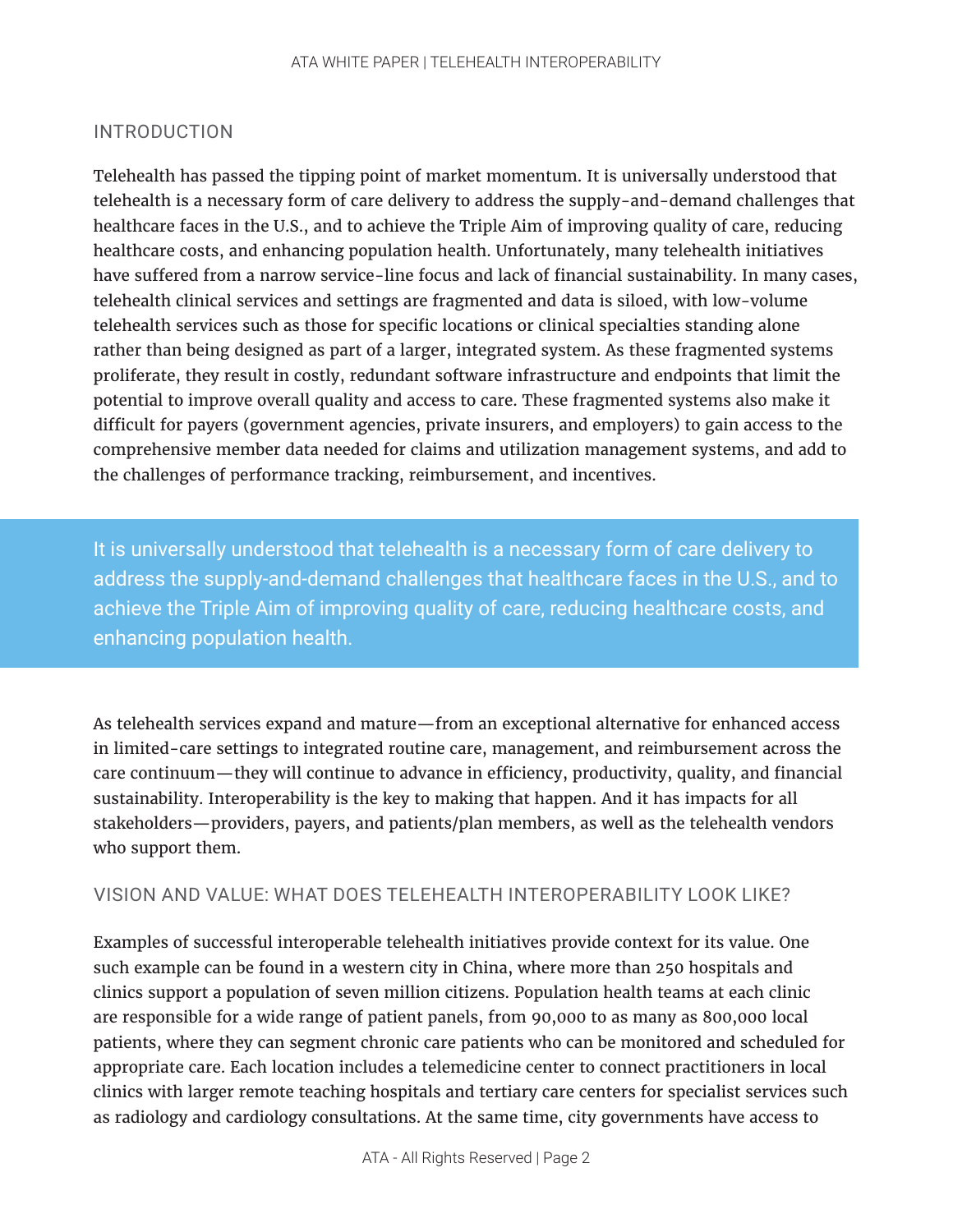## INTRODUCTION

Telehealth has passed the tipping point of market momentum. It is universally understood that telehealth is a necessary form of care delivery to address the supply-and-demand challenges that healthcare faces in the U.S., and to achieve the Triple Aim of improving quality of care, reducing healthcare costs, and enhancing population health. Unfortunately, many telehealth initiatives have suffered from a narrow service-line focus and lack of financial sustainability. In many cases, telehealth clinical services and settings are fragmented and data is siloed, with low-volume telehealth services such as those for specific locations or clinical specialties standing alone rather than being designed as part of a larger, integrated system. As these fragmented systems proliferate, they result in costly, redundant software infrastructure and endpoints that limit the potential to improve overall quality and access to care. These fragmented systems also make it difficult for payers (government agencies, private insurers, and employers) to gain access to the comprehensive member data needed for claims and utilization management systems, and add to the challenges of performance tracking, reimbursement, and incentives.

> It is universally understood that telehealth is a necessary form of care delivery to address the supply-and-demand challenges that healthcare faces in the U.S., and to achieve the Triple Aim of improving quality of care, reducing healthcare costs, and enhancing population health.

As telehealth services expand and mature—from an exceptional alternative for enhanced access in limited-care settings to integrated routine care, management, and reimbursement across the care continuum—they will continue to advance in efficiency, productivity, quality, and financial sustainability. Interoperability is the key to making that happen. And it has impacts for all stakeholders—providers, payers, and patients/plan members, as well as the telehealth vendors who support them.

## VISION AND VALUE: WHAT DOES TELEHEALTH INTEROPERABILITY LOOK LIKE?

Examples of successful interoperable telehealth initiatives provide context for its value. One such example can be found in a western city in China, where more than 250 hospitals and clinics support a population of seven million citizens. Population health teams at each clinic are responsible for a wide range of patient panels, from 90,000 to as many as 800,000 local patients, where they can segment chronic care patients who can be monitored and scheduled for appropriate care. Each location includes a telemedicine center to connect practitioners in local clinics with larger remote teaching hospitals and tertiary care centers for specialist services such as radiology and cardiology consultations. At the same time, city governments have access to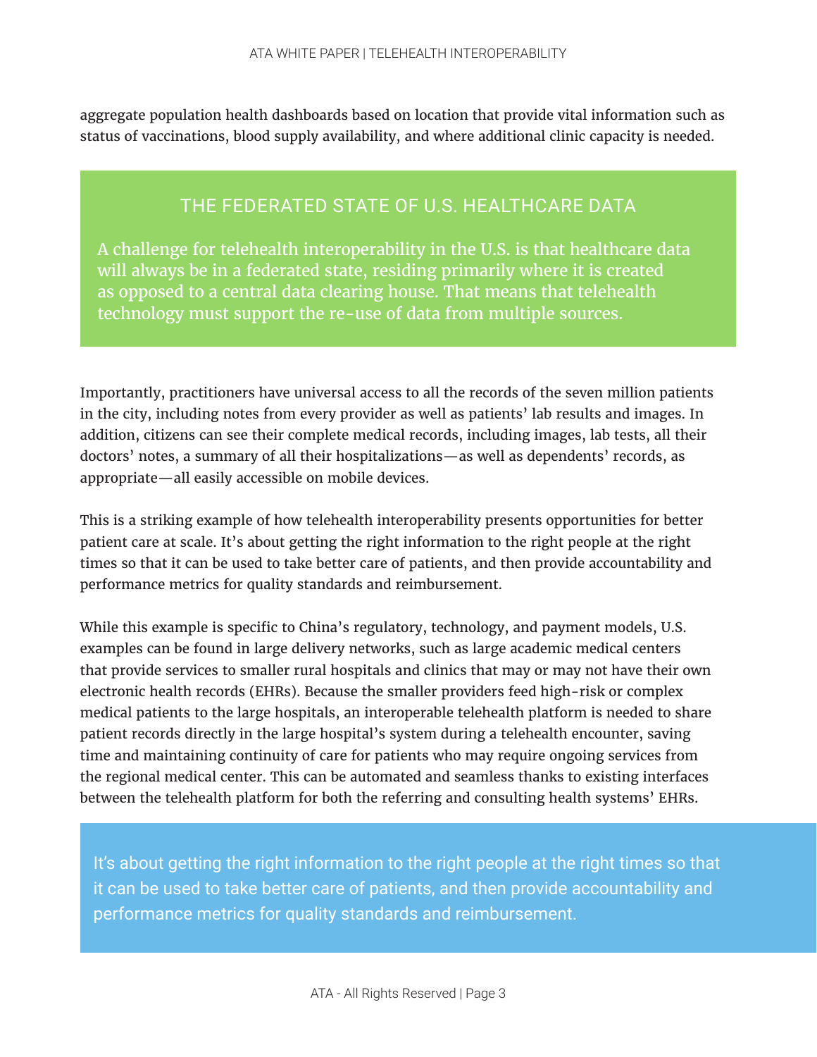aggregate population health dashboards based on location that provide vital information such as status of vaccinations, blood supply availability, and where additional clinic capacity is needed.

> ### THE FEDERATED STATE OF U.S. HEALTHCARE DATA
>
> A challenge for telehealth interoperability in the U.S. is that healthcare data will always be in a federated state, residing primarily where it is created as opposed to a central data clearing house. That means that telehealth technology must support the re-use of data from multiple sources.

Importantly, practitioners have universal access to all the records of the seven million patients in the city, including notes from every provider as well as patients' lab results and images. In addition, citizens can see their complete medical records, including images, lab tests, all their doctors' notes, a summary of all their hospitalizations—as well as dependents' records, as appropriate—all easily accessible on mobile devices.

This is a striking example of how telehealth interoperability presents opportunities for better patient care at scale. It's about getting the right information to the right people at the right times so that it can be used to take better care of patients, and then provide accountability and performance metrics for quality standards and reimbursement.

While this example is specific to China's regulatory, technology, and payment models, U.S. examples can be found in large delivery networks, such as large academic medical centers that provide services to smaller rural hospitals and clinics that may or may not have their own electronic health records (EHRs). Because the smaller providers feed high-risk or complex medical patients to the large hospitals, an interoperable telehealth platform is needed to share patient records directly in the large hospital's system during a telehealth encounter, saving time and maintaining continuity of care for patients who may require ongoing services from the regional medical center. This can be automated and seamless thanks to existing interfaces between the telehealth platform for both the referring and consulting health systems' EHRs.

> It's about getting the right information to the right people at the right times so that it can be used to take better care of patients, and then provide accountability and performance metrics for quality standards and reimbursement.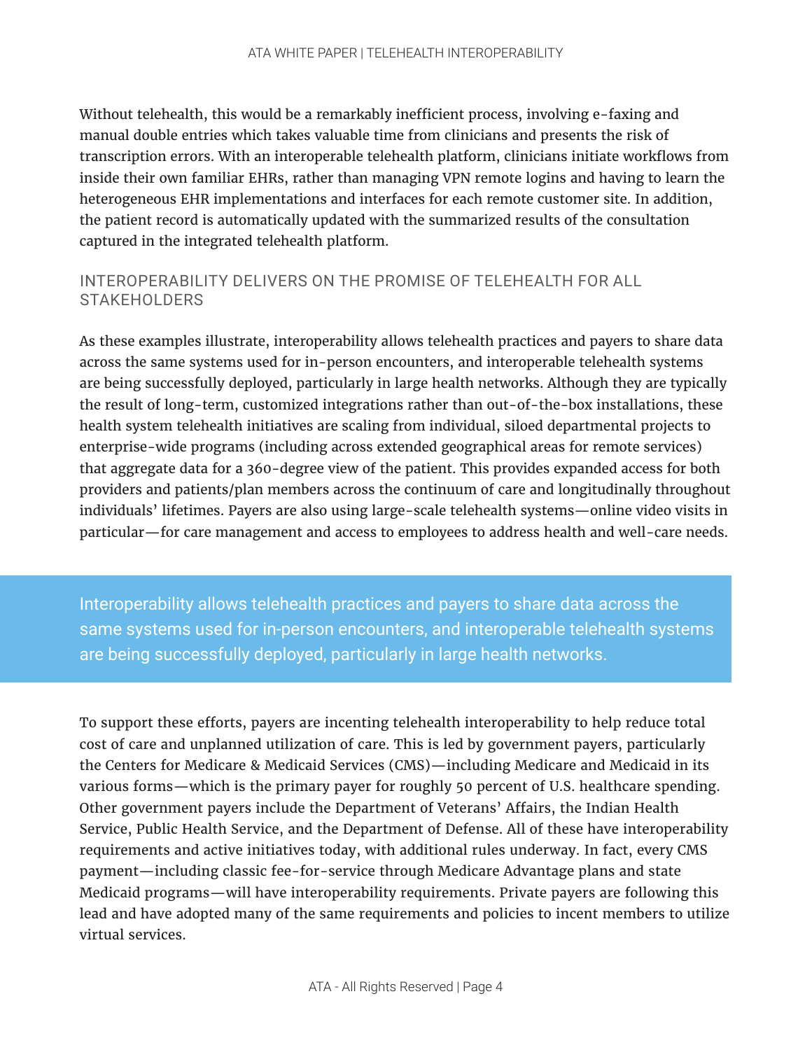Without telehealth, this would be a remarkably inefficient process, involving e-faxing and manual double entries which takes valuable time from clinicians and presents the risk of transcription errors. With an interoperable telehealth platform, clinicians initiate workflows from inside their own familiar EHRs, rather than managing VPN remote logins and having to learn the heterogeneous EHR implementations and interfaces for each remote customer site. In addition, the patient record is automatically updated with the summarized results of the consultation captured in the integrated telehealth platform.

## INTEROPERABILITY DELIVERS ON THE PROMISE OF TELEHEALTH FOR ALL STAKEHOLDERS

As these examples illustrate, interoperability allows telehealth practices and payers to share data across the same systems used for in-person encounters, and interoperable telehealth systems are being successfully deployed, particularly in large health networks. Although they are typically the result of long-term, customized integrations rather than out-of-the-box installations, these health system telehealth initiatives are scaling from individual, siloed departmental projects to enterprise-wide programs (including across extended geographical areas for remote services) that aggregate data for a 360-degree view of the patient. This provides expanded access for both providers and patients/plan members across the continuum of care and longitudinally throughout individuals' lifetimes. Payers are also using large-scale telehealth systems—online video visits in particular—for care management and access to employees to address health and well-care needs.

> Interoperability allows telehealth practices and payers to share data across the same systems used for in-person encounters, and interoperable telehealth systems are being successfully deployed, particularly in large health networks.

To support these efforts, payers are incenting telehealth interoperability to help reduce total cost of care and unplanned utilization of care. This is led by government payers, particularly the Centers for Medicare & Medicaid Services (CMS)—including Medicare and Medicaid in its various forms—which is the primary payer for roughly 50 percent of U.S. healthcare spending. Other government payers include the Department of Veterans' Affairs, the Indian Health Service, Public Health Service, and the Department of Defense. All of these have interoperability requirements and active initiatives today, with additional rules underway. In fact, every CMS payment—including classic fee-for-service through Medicare Advantage plans and state Medicaid programs—will have interoperability requirements. Private payers are following this lead and have adopted many of the same requirements and policies to incent members to utilize virtual services.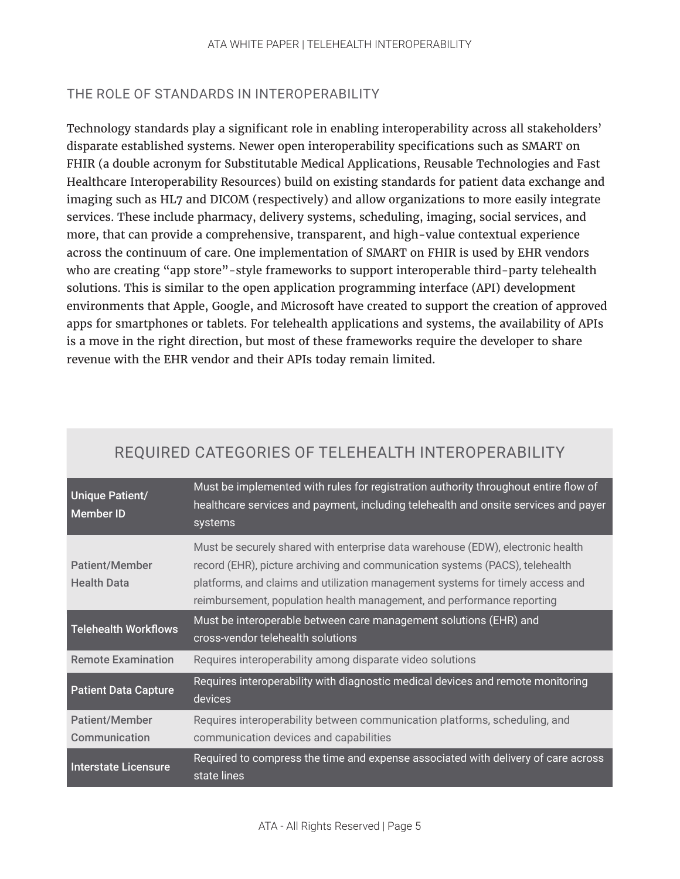## THE ROLE OF STANDARDS IN INTEROPERABILITY

Technology standards play a significant role in enabling interoperability across all stakeholders' disparate established systems. Newer open interoperability specifications such as SMART on FHIR (a double acronym for Substitutable Medical Applications, Reusable Technologies and Fast Healthcare Interoperability Resources) build on existing standards for patient data exchange and imaging such as HL7 and DICOM (respectively) and allow organizations to more easily integrate services. These include pharmacy, delivery systems, scheduling, imaging, social services, and more, that can provide a comprehensive, transparent, and high-value contextual experience across the continuum of care. One implementation of SMART on FHIR is used by EHR vendors who are creating "app store"-style frameworks to support interoperable third-party telehealth solutions. This is similar to the open application programming interface (API) development environments that Apple, Google, and Microsoft have created to support the creation of approved apps for smartphones or tablets. For telehealth applications and systems, the availability of APIs is a move in the right direction, but most of these frameworks require the developer to share revenue with the EHR vendor and their APIs today remain limited.

### REQUIRED CATEGORIES OF TELEHEALTH INTEROPERABILITY

| Category | Requirement |
|---|---|
| Unique Patient/ Member ID | Must be implemented with rules for registration authority throughout entire flow of healthcare services and payment, including telehealth and onsite services and payer systems |
| Patient/Member Health Data | Must be securely shared with enterprise data warehouse (EDW), electronic health record (EHR), picture archiving and communication systems (PACS), telehealth platforms, and claims and utilization management systems for timely access and reimbursement, population health management, and performance reporting |
| Telehealth Workflows | Must be interoperable between care management solutions (EHR) and cross-vendor telehealth solutions |
| Remote Examination | Requires interoperability among disparate video solutions |
| Patient Data Capture | Requires interoperability with diagnostic medical devices and remote monitoring devices |
| Patient/Member Communication | Requires interoperability between communication platforms, scheduling, and communication devices and capabilities |
| Interstate Licensure | Required to compress the time and expense associated with delivery of care across state lines |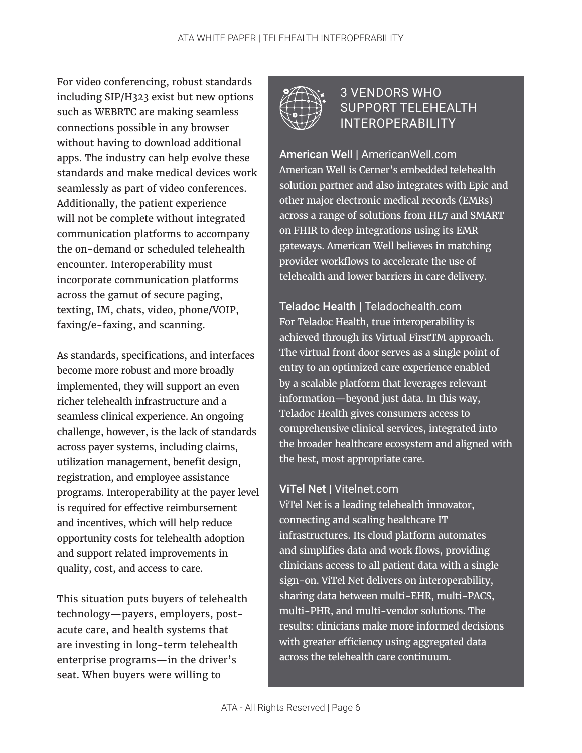For video conferencing, robust standards including SIP/H323 exist but new options such as WEBRTC are making seamless connections possible in any browser without having to download additional apps. The industry can help evolve these standards and make medical devices work seamlessly as part of video conferences. Additionally, the patient experience will not be complete without integrated communication platforms to accompany the on-demand or scheduled telehealth encounter. Interoperability must incorporate communication platforms across the gamut of secure paging, texting, IM, chats, video, phone/VOIP, faxing/e-faxing, and scanning.

As standards, specifications, and interfaces become more robust and more broadly implemented, they will support an even richer telehealth infrastructure and a seamless clinical experience. An ongoing challenge, however, is the lack of standards across payer systems, including claims, utilization management, benefit design, registration, and employee assistance programs. Interoperability at the payer level is required for effective reimbursement and incentives, which will help reduce opportunity costs for telehealth adoption and support related improvements in quality, cost, and access to care.

This situation puts buyers of telehealth technology—payers, employers, post-acute care, and health systems that are investing in long-term telehealth enterprise programs—in the driver's seat. When buyers were willing to

## 3 VENDORS WHO SUPPORT TELEHEALTH INTEROPERABILITY

**American Well** | AmericanWell.com
American Well is Cerner's embedded telehealth solution partner and also integrates with Epic and other major electronic medical records (EMRs) across a range of solutions from HL7 and SMART on FHIR to deep integrations using its EMR gateways. American Well believes in matching provider workflows to accelerate the use of telehealth and lower barriers in care delivery.

**Teladoc Health** | Teladochealth.com
For Teladoc Health, true interoperability is achieved through its Virtual FirstTM approach. The virtual front door serves as a single point of entry to an optimized care experience enabled by a scalable platform that leverages relevant information—beyond just data. In this way, Teladoc Health gives consumers access to comprehensive clinical services, integrated into the broader healthcare ecosystem and aligned with the best, most appropriate care.

**ViTel Net** | Vitelnet.com
ViTel Net is a leading telehealth innovator, connecting and scaling healthcare IT infrastructures. Its cloud platform automates and simplifies data and work flows, providing clinicians access to all patient data with a single sign-on. ViTel Net delivers on interoperability, sharing data between multi-EHR, multi-PACS, multi-PHR, and multi-vendor solutions. The results: clinicians make more informed decisions with greater efficiency using aggregated data across the telehealth care continuum.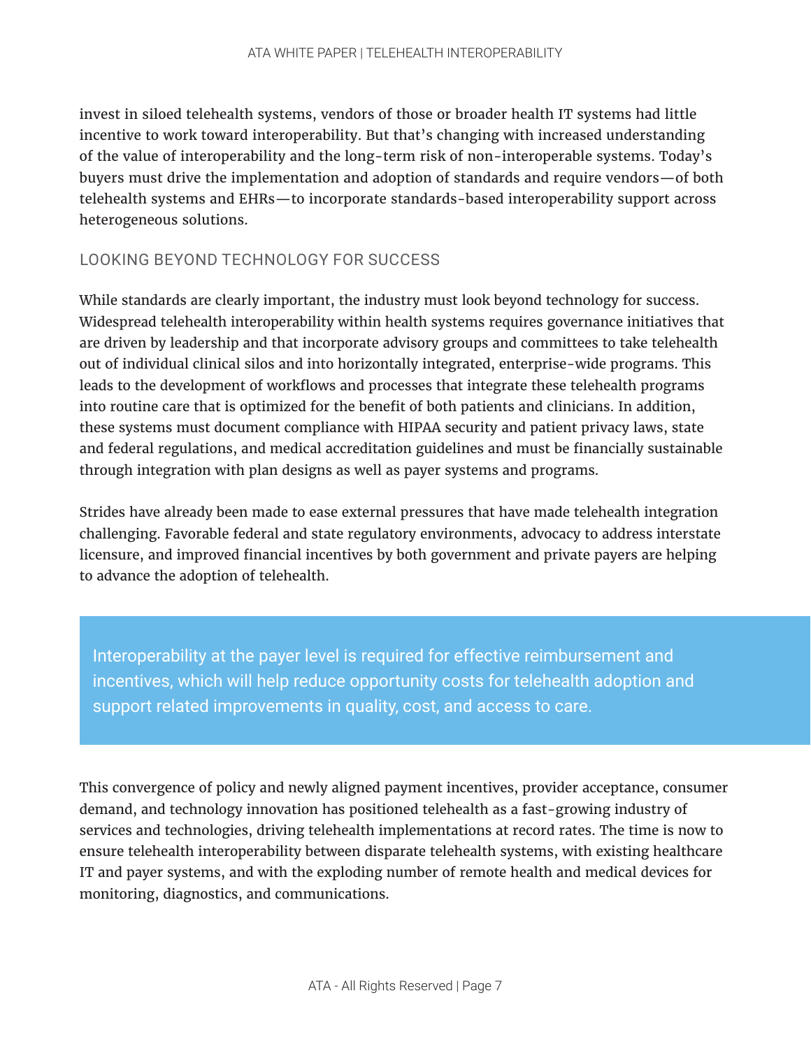invest in siloed telehealth systems, vendors of those or broader health IT systems had little incentive to work toward interoperability. But that's changing with increased understanding of the value of interoperability and the long-term risk of non-interoperable systems. Today's buyers must drive the implementation and adoption of standards and require vendors—of both telehealth systems and EHRs—to incorporate standards-based interoperability support across heterogeneous solutions.

## LOOKING BEYOND TECHNOLOGY FOR SUCCESS

While standards are clearly important, the industry must look beyond technology for success. Widespread telehealth interoperability within health systems requires governance initiatives that are driven by leadership and that incorporate advisory groups and committees to take telehealth out of individual clinical silos and into horizontally integrated, enterprise-wide programs. This leads to the development of workflows and processes that integrate these telehealth programs into routine care that is optimized for the benefit of both patients and clinicians. In addition, these systems must document compliance with HIPAA security and patient privacy laws, state and federal regulations, and medical accreditation guidelines and must be financially sustainable through integration with plan designs as well as payer systems and programs.

Strides have already been made to ease external pressures that have made telehealth integration challenging. Favorable federal and state regulatory environments, advocacy to address interstate licensure, and improved financial incentives by both government and private payers are helping to advance the adoption of telehealth.

> Interoperability at the payer level is required for effective reimbursement and incentives, which will help reduce opportunity costs for telehealth adoption and support related improvements in quality, cost, and access to care.

This convergence of policy and newly aligned payment incentives, provider acceptance, consumer demand, and technology innovation has positioned telehealth as a fast-growing industry of services and technologies, driving telehealth implementations at record rates. The time is now to ensure telehealth interoperability between disparate telehealth systems, with existing healthcare IT and payer systems, and with the exploding number of remote health and medical devices for monitoring, diagnostics, and communications.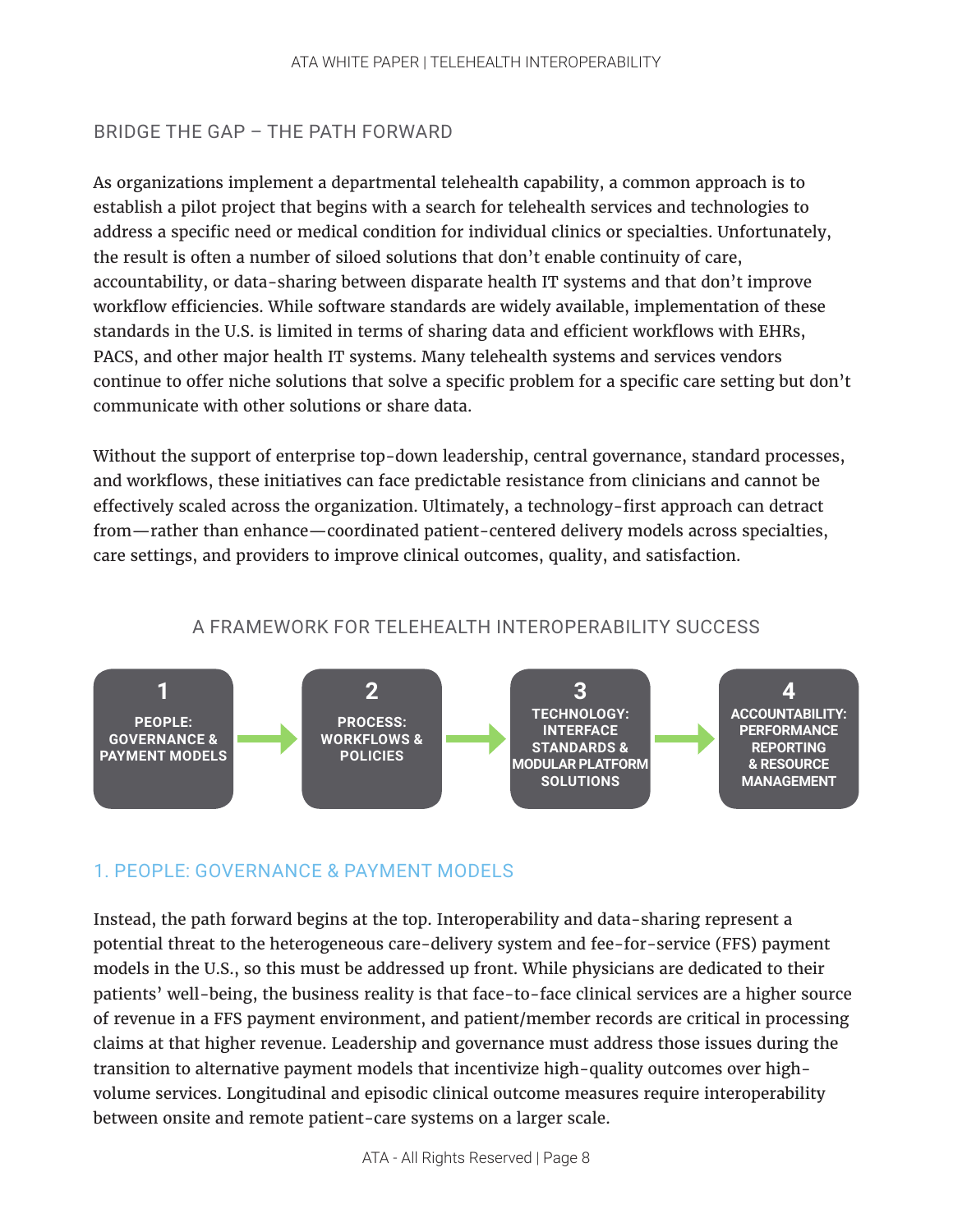## BRIDGE THE GAP – THE PATH FORWARD

As organizations implement a departmental telehealth capability, a common approach is to establish a pilot project that begins with a search for telehealth services and technologies to address a specific need or medical condition for individual clinics or specialties. Unfortunately, the result is often a number of siloed solutions that don't enable continuity of care, accountability, or data-sharing between disparate health IT systems and that don't improve workflow efficiencies. While software standards are widely available, implementation of these standards in the U.S. is limited in terms of sharing data and efficient workflows with EHRs, PACS, and other major health IT systems. Many telehealth systems and services vendors continue to offer niche solutions that solve a specific problem for a specific care setting but don't communicate with other solutions or share data.

Without the support of enterprise top-down leadership, central governance, standard processes, and workflows, these initiatives can face predictable resistance from clinicians and cannot be effectively scaled across the organization. Ultimately, a technology-first approach can detract from—rather than enhance—coordinated patient-centered delivery models across specialties, care settings, and providers to improve clinical outcomes, quality, and satisfaction.

### A FRAMEWORK FOR TELEHEALTH INTEROPERABILITY SUCCESS

**1** PEOPLE: GOVERNANCE & PAYMENT MODELS → **2** PROCESS: WORKFLOWS & POLICIES → **3** TECHNOLOGY: INTERFACE STANDARDS & MODULAR PLATFORM SOLUTIONS → **4** ACCOUNTABILITY: PERFORMANCE REPORTING & RESOURCE MANAGEMENT

### 1. PEOPLE: GOVERNANCE & PAYMENT MODELS

Instead, the path forward begins at the top. Interoperability and data-sharing represent a potential threat to the heterogeneous care-delivery system and fee-for-service (FFS) payment models in the U.S., so this must be addressed up front. While physicians are dedicated to their patients' well-being, the business reality is that face-to-face clinical services are a higher source of revenue in a FFS payment environment, and patient/member records are critical in processing claims at that higher revenue. Leadership and governance must address those issues during the transition to alternative payment models that incentivize high-quality outcomes over high-volume services. Longitudinal and episodic clinical outcome measures require interoperability between onsite and remote patient-care systems on a larger scale.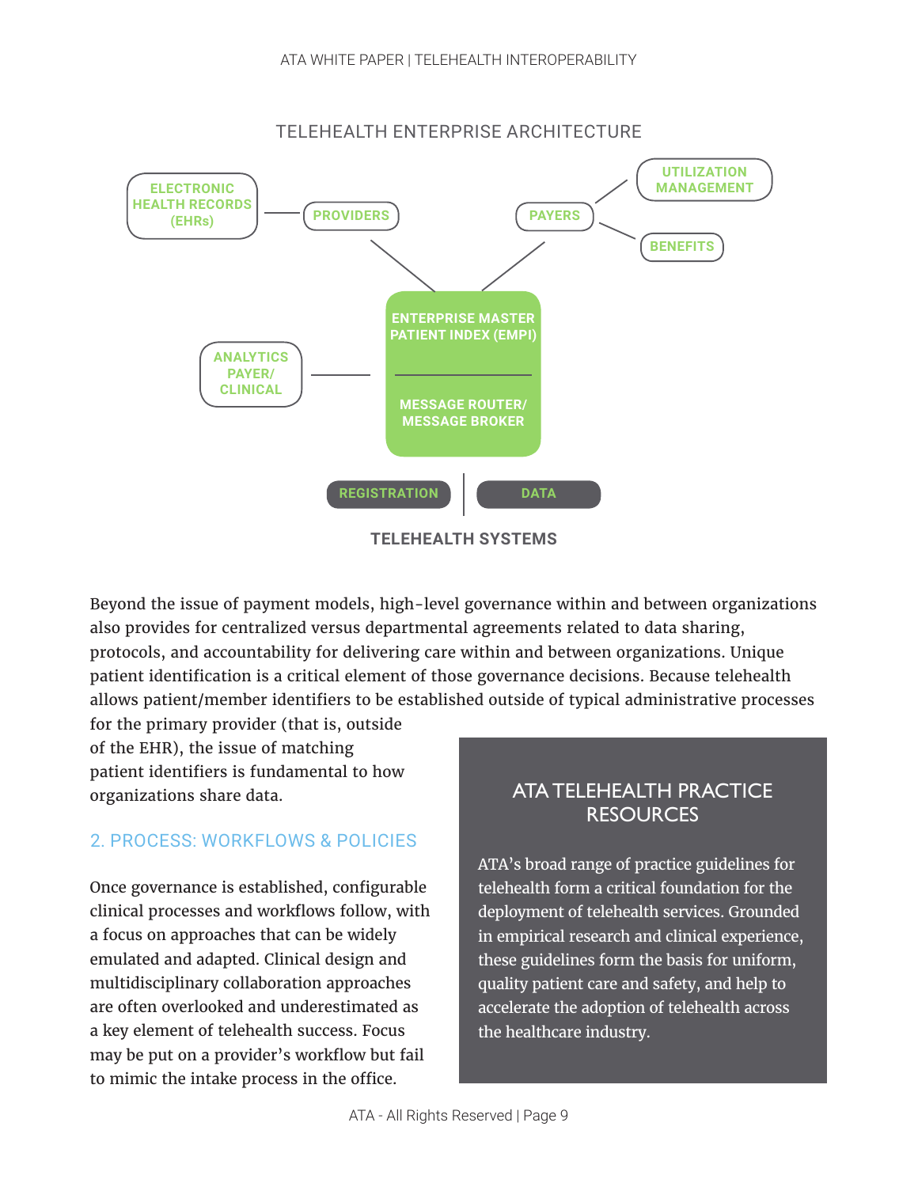TELEHEALTH ENTERPRISE ARCHITECTURE

ELECTRONIC HEALTH RECORDS (EHRs)

PROVIDERS

PAYERS

UTILIZATION MANAGEMENT

BENEFITS

ENTERPRISE MASTER PATIENT INDEX (EMPI)

MESSAGE ROUTER/ MESSAGE BROKER

ANALYTICS PAYER/ CLINICAL

REGISTRATION

DATA

TELEHEALTH SYSTEMS

Beyond the issue of payment models, high-level governance within and between organizations also provides for centralized versus departmental agreements related to data sharing, protocols, and accountability for delivering care within and between organizations. Unique patient identification is a critical element of those governance decisions. Because telehealth allows patient/member identifiers to be established outside of typical administrative processes for the primary provider (that is, outside of the EHR), the issue of matching patient identifiers is fundamental to how organizations share data.

## 2. PROCESS: WORKFLOWS & POLICIES

Once governance is established, configurable clinical processes and workflows follow, with a focus on approaches that can be widely emulated and adapted. Clinical design and multidisciplinary collaboration approaches are often overlooked and underestimated as a key element of telehealth success. Focus may be put on a provider's workflow but fail to mimic the intake process in the office.

### ATA TELEHEALTH PRACTICE RESOURCES

ATA's broad range of practice guidelines for telehealth form a critical foundation for the deployment of telehealth services. Grounded in empirical research and clinical experience, these guidelines form the basis for uniform, quality patient care and safety, and help to accelerate the adoption of telehealth across the healthcare industry.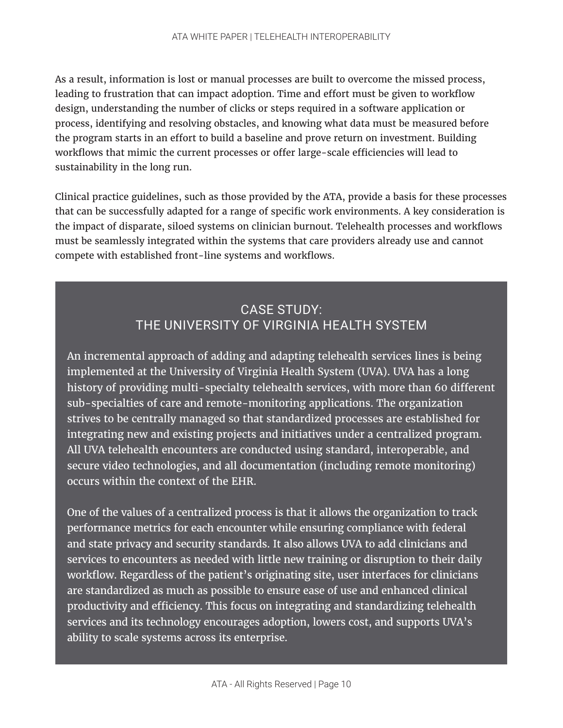As a result, information is lost or manual processes are built to overcome the missed process, leading to frustration that can impact adoption. Time and effort must be given to workflow design, understanding the number of clicks or steps required in a software application or process, identifying and resolving obstacles, and knowing what data must be measured before the program starts in an effort to build a baseline and prove return on investment. Building workflows that mimic the current processes or offer large-scale efficiencies will lead to sustainability in the long run.

Clinical practice guidelines, such as those provided by the ATA, provide a basis for these processes that can be successfully adapted for a range of specific work environments. A key consideration is the impact of disparate, siloed systems on clinician burnout. Telehealth processes and workflows must be seamlessly integrated within the systems that care providers already use and cannot compete with established front-line systems and workflows.

## CASE STUDY: THE UNIVERSITY OF VIRGINIA HEALTH SYSTEM

An incremental approach of adding and adapting telehealth services lines is being implemented at the University of Virginia Health System (UVA). UVA has a long history of providing multi-specialty telehealth services, with more than 60 different sub-specialties of care and remote-monitoring applications. The organization strives to be centrally managed so that standardized processes are established for integrating new and existing projects and initiatives under a centralized program. All UVA telehealth encounters are conducted using standard, interoperable, and secure video technologies, and all documentation (including remote monitoring) occurs within the context of the EHR.

One of the values of a centralized process is that it allows the organization to track performance metrics for each encounter while ensuring compliance with federal and state privacy and security standards. It also allows UVA to add clinicians and services to encounters as needed with little new training or disruption to their daily workflow. Regardless of the patient's originating site, user interfaces for clinicians are standardized as much as possible to ensure ease of use and enhanced clinical productivity and efficiency. This focus on integrating and standardizing telehealth services and its technology encourages adoption, lowers cost, and supports UVA's ability to scale systems across its enterprise.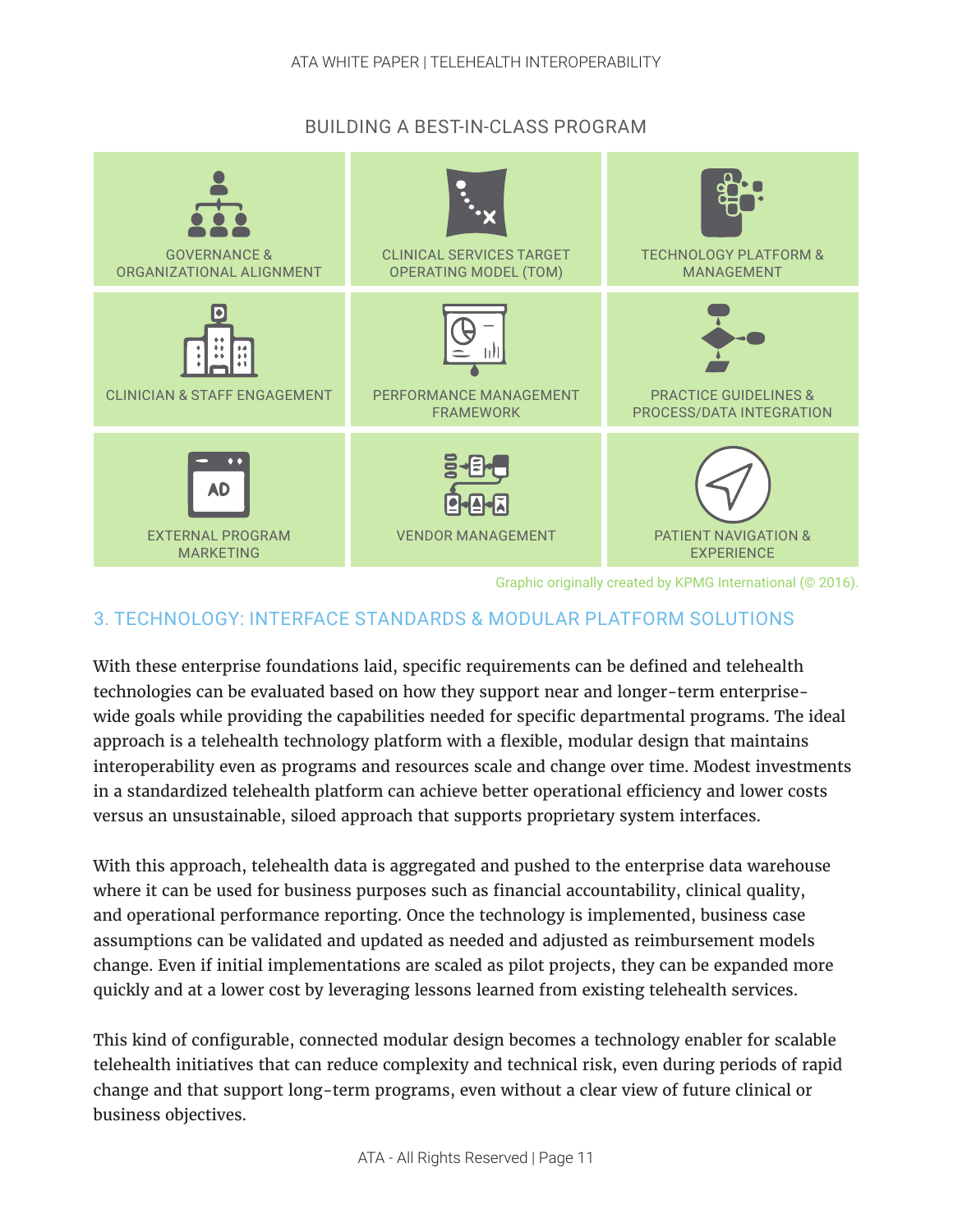BUILDING A BEST-IN-CLASS PROGRAM

| | | |
|---|---|---|
| GOVERNANCE & ORGANIZATIONAL ALIGNMENT | CLINICAL SERVICES TARGET OPERATING MODEL (TOM) | TECHNOLOGY PLATFORM & MANAGEMENT |
| CLINICIAN & STAFF ENGAGEMENT | PERFORMANCE MANAGEMENT FRAMEWORK | PRACTICE GUIDELINES & PROCESS/DATA INTEGRATION |
| EXTERNAL PROGRAM MARKETING | VENDOR MANAGEMENT | PATIENT NAVIGATION & EXPERIENCE |

Graphic originally created by KPMG International (© 2016).

## 3. TECHNOLOGY: INTERFACE STANDARDS & MODULAR PLATFORM SOLUTIONS

With these enterprise foundations laid, specific requirements can be defined and telehealth technologies can be evaluated based on how they support near and longer-term enterprise-wide goals while providing the capabilities needed for specific departmental programs. The ideal approach is a telehealth technology platform with a flexible, modular design that maintains interoperability even as programs and resources scale and change over time. Modest investments in a standardized telehealth platform can achieve better operational efficiency and lower costs versus an unsustainable, siloed approach that supports proprietary system interfaces.

With this approach, telehealth data is aggregated and pushed to the enterprise data warehouse where it can be used for business purposes such as financial accountability, clinical quality, and operational performance reporting. Once the technology is implemented, business case assumptions can be validated and updated as needed and adjusted as reimbursement models change. Even if initial implementations are scaled as pilot projects, they can be expanded more quickly and at a lower cost by leveraging lessons learned from existing telehealth services.

This kind of configurable, connected modular design becomes a technology enabler for scalable telehealth initiatives that can reduce complexity and technical risk, even during periods of rapid change and that support long-term programs, even without a clear view of future clinical or business objectives.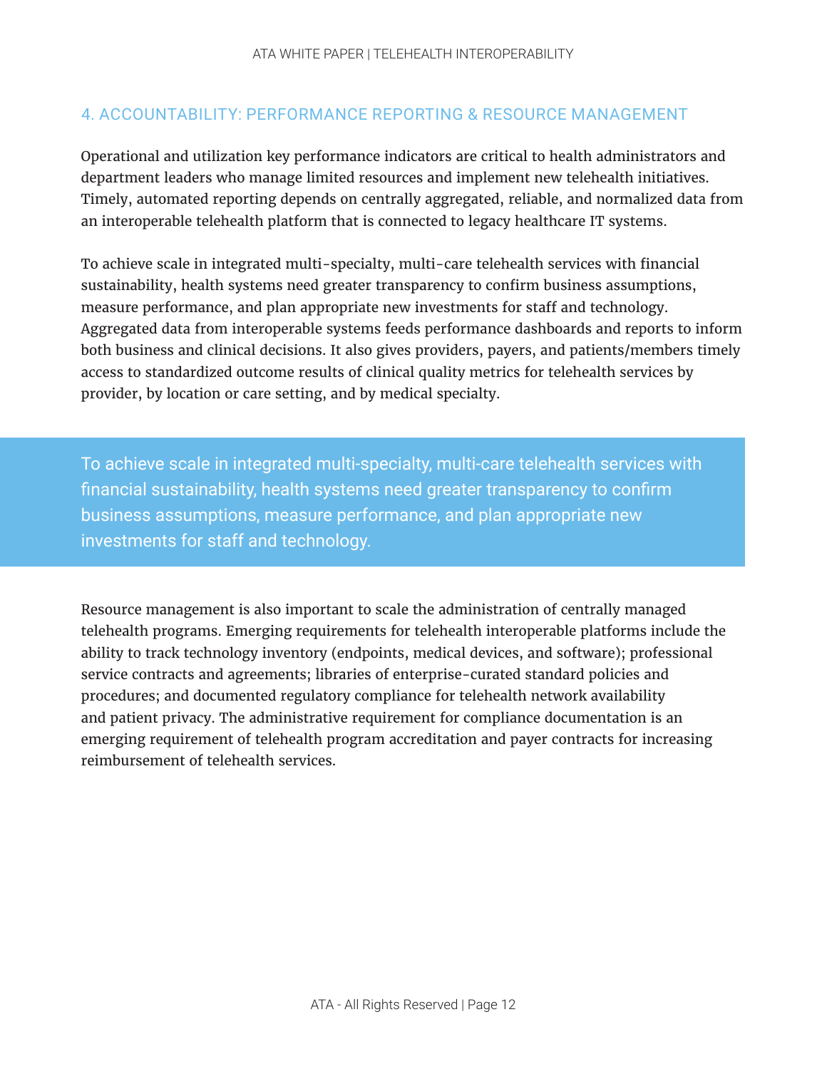## 4. ACCOUNTABILITY: PERFORMANCE REPORTING & RESOURCE MANAGEMENT

Operational and utilization key performance indicators are critical to health administrators and department leaders who manage limited resources and implement new telehealth initiatives. Timely, automated reporting depends on centrally aggregated, reliable, and normalized data from an interoperable telehealth platform that is connected to legacy healthcare IT systems.

To achieve scale in integrated multi-specialty, multi-care telehealth services with financial sustainability, health systems need greater transparency to confirm business assumptions, measure performance, and plan appropriate new investments for staff and technology. Aggregated data from interoperable systems feeds performance dashboards and reports to inform both business and clinical decisions. It also gives providers, payers, and patients/members timely access to standardized outcome results of clinical quality metrics for telehealth services by provider, by location or care setting, and by medical specialty.

> To achieve scale in integrated multi-specialty, multi-care telehealth services with financial sustainability, health systems need greater transparency to confirm business assumptions, measure performance, and plan appropriate new investments for staff and technology.

Resource management is also important to scale the administration of centrally managed telehealth programs. Emerging requirements for telehealth interoperable platforms include the ability to track technology inventory (endpoints, medical devices, and software); professional service contracts and agreements; libraries of enterprise-curated standard policies and procedures; and documented regulatory compliance for telehealth network availability and patient privacy. The administrative requirement for compliance documentation is an emerging requirement of telehealth program accreditation and payer contracts for increasing reimbursement of telehealth services.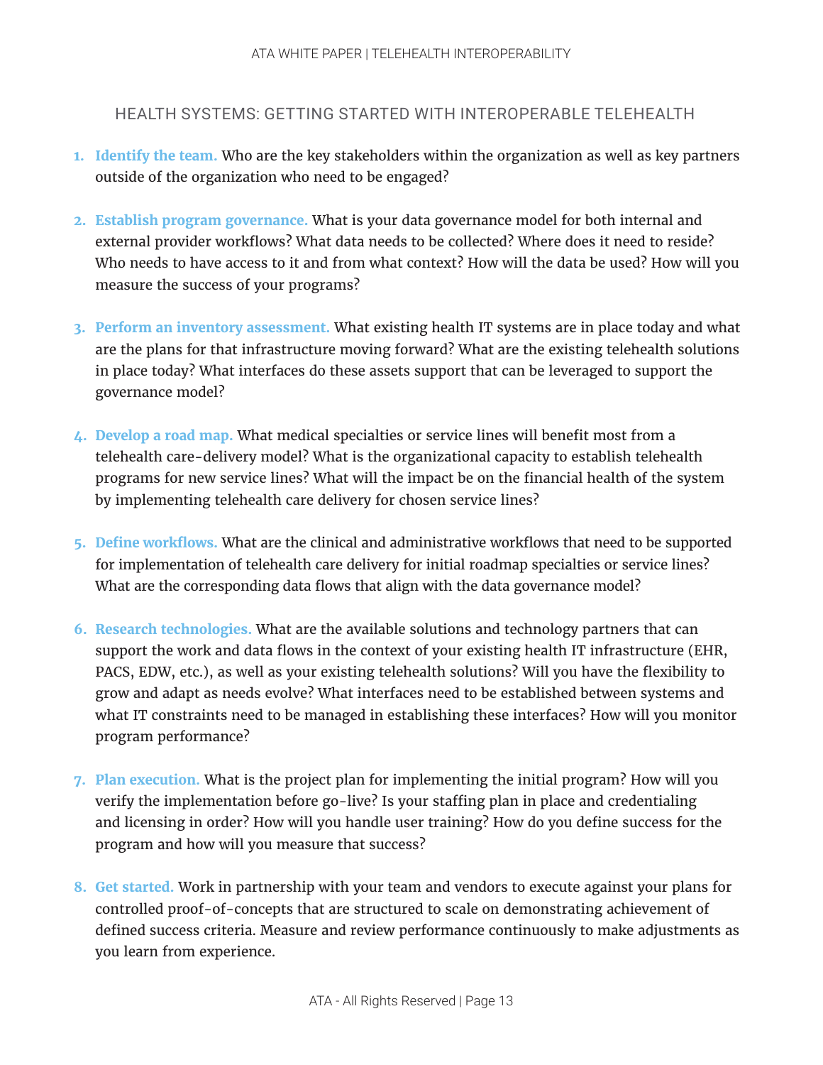## HEALTH SYSTEMS: GETTING STARTED WITH INTEROPERABLE TELEHEALTH

1. **Identify the team.** Who are the key stakeholders within the organization as well as key partners outside of the organization who need to be engaged?

2. **Establish program governance.** What is your data governance model for both internal and external provider workflows? What data needs to be collected? Where does it need to reside? Who needs to have access to it and from what context? How will the data be used? How will you measure the success of your programs?

3. **Perform an inventory assessment.** What existing health IT systems are in place today and what are the plans for that infrastructure moving forward? What are the existing telehealth solutions in place today? What interfaces do these assets support that can be leveraged to support the governance model?

4. **Develop a road map.** What medical specialties or service lines will benefit most from a telehealth care-delivery model? What is the organizational capacity to establish telehealth programs for new service lines? What will the impact be on the financial health of the system by implementing telehealth care delivery for chosen service lines?

5. **Define workflows.** What are the clinical and administrative workflows that need to be supported for implementation of telehealth care delivery for initial roadmap specialties or service lines? What are the corresponding data flows that align with the data governance model?

6. **Research technologies.** What are the available solutions and technology partners that can support the work and data flows in the context of your existing health IT infrastructure (EHR, PACS, EDW, etc.), as well as your existing telehealth solutions? Will you have the flexibility to grow and adapt as needs evolve? What interfaces need to be established between systems and what IT constraints need to be managed in establishing these interfaces? How will you monitor program performance?

7. **Plan execution.** What is the project plan for implementing the initial program? How will you verify the implementation before go-live? Is your staffing plan in place and credentialing and licensing in order? How will you handle user training? How do you define success for the program and how will you measure that success?

8. **Get started.** Work in partnership with your team and vendors to execute against your plans for controlled proof-of-concepts that are structured to scale on demonstrating achievement of defined success criteria. Measure and review performance continuously to make adjustments as you learn from experience.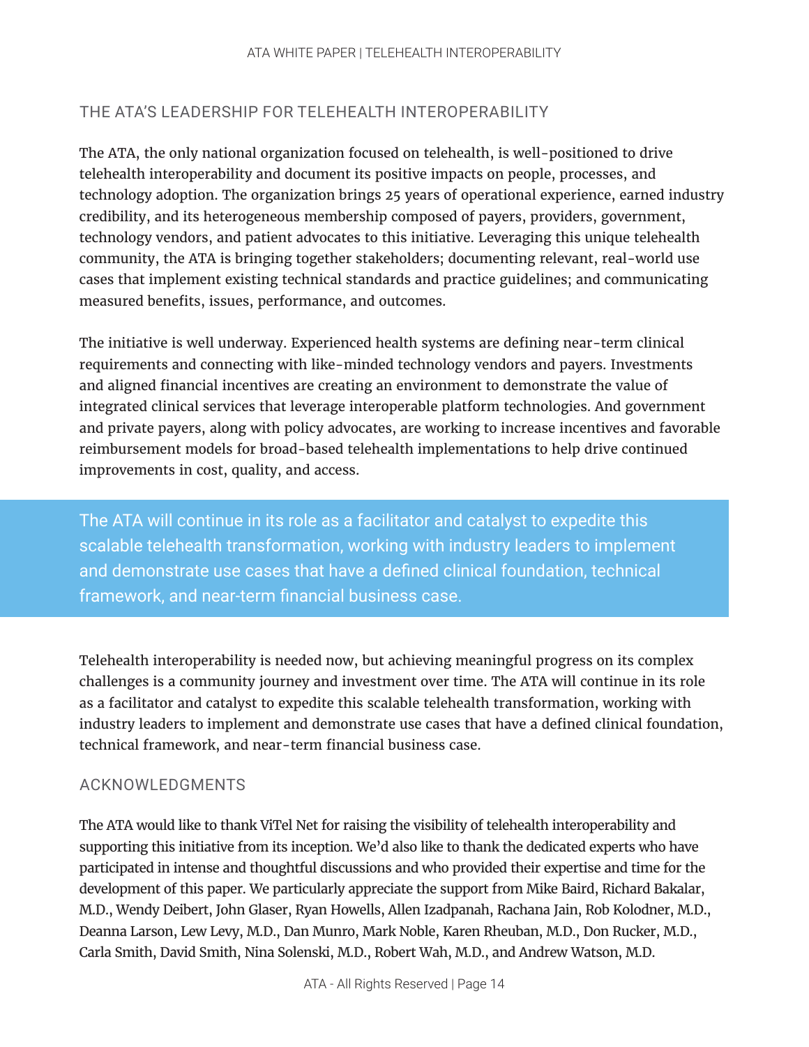## THE ATA'S LEADERSHIP FOR TELEHEALTH INTEROPERABILITY

The ATA, the only national organization focused on telehealth, is well-positioned to drive telehealth interoperability and document its positive impacts on people, processes, and technology adoption. The organization brings 25 years of operational experience, earned industry credibility, and its heterogeneous membership composed of payers, providers, government, technology vendors, and patient advocates to this initiative. Leveraging this unique telehealth community, the ATA is bringing together stakeholders; documenting relevant, real-world use cases that implement existing technical standards and practice guidelines; and communicating measured benefits, issues, performance, and outcomes.

The initiative is well underway. Experienced health systems are defining near-term clinical requirements and connecting with like-minded technology vendors and payers. Investments and aligned financial incentives are creating an environment to demonstrate the value of integrated clinical services that leverage interoperable platform technologies. And government and private payers, along with policy advocates, are working to increase incentives and favorable reimbursement models for broad-based telehealth implementations to help drive continued improvements in cost, quality, and access.

> The ATA will continue in its role as a facilitator and catalyst to expedite this scalable telehealth transformation, working with industry leaders to implement and demonstrate use cases that have a defined clinical foundation, technical framework, and near-term financial business case.

Telehealth interoperability is needed now, but achieving meaningful progress on its complex challenges is a community journey and investment over time. The ATA will continue in its role as a facilitator and catalyst to expedite this scalable telehealth transformation, working with industry leaders to implement and demonstrate use cases that have a defined clinical foundation, technical framework, and near-term financial business case.

## ACKNOWLEDGMENTS

The ATA would like to thank ViTel Net for raising the visibility of telehealth interoperability and supporting this initiative from its inception. We'd also like to thank the dedicated experts who have participated in intense and thoughtful discussions and who provided their expertise and time for the development of this paper. We particularly appreciate the support from Mike Baird, Richard Bakalar, M.D., Wendy Deibert, John Glaser, Ryan Howells, Allen Izadpanah, Rachana Jain, Rob Kolodner, M.D., Deanna Larson, Lew Levy, M.D., Dan Munro, Mark Noble, Karen Rheuban, M.D., Don Rucker, M.D., Carla Smith, David Smith, Nina Solenski, M.D., Robert Wah, M.D., and Andrew Watson, M.D.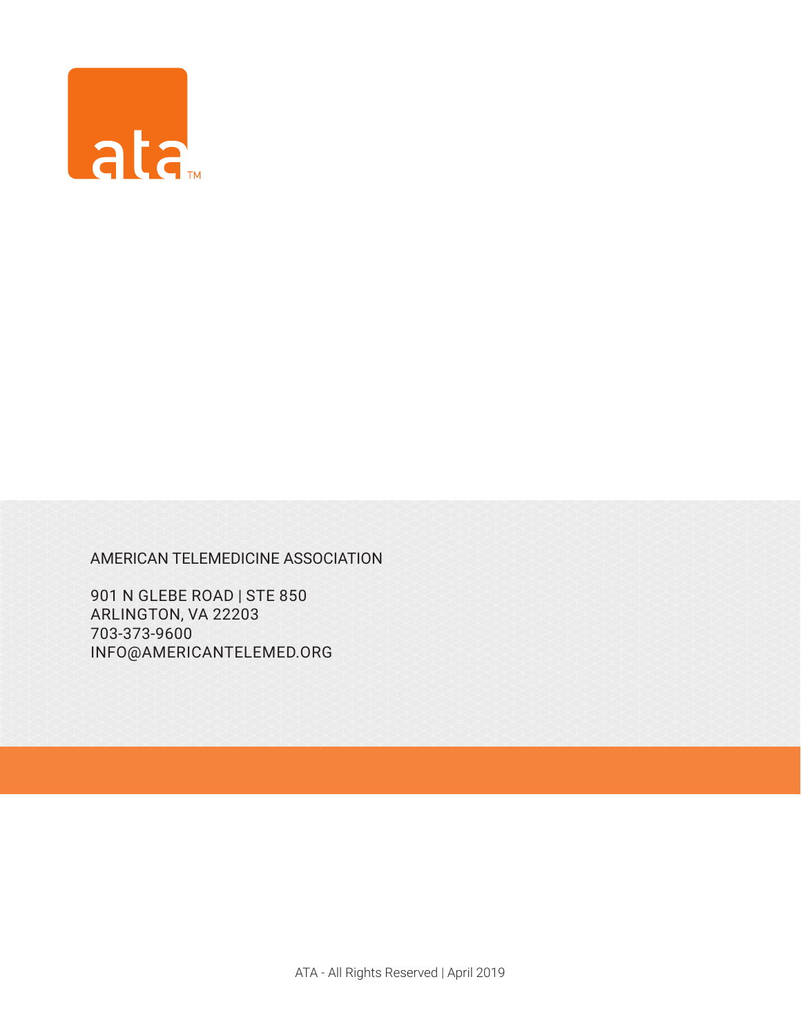ata™

AMERICAN TELEMEDICINE ASSOCIATION

901 N GLEBE ROAD | STE 850
ARLINGTON, VA 22203
703-373-9600
INFO@AMERICANTELEMED.ORG

ATA - All Rights Reserved | April 2019